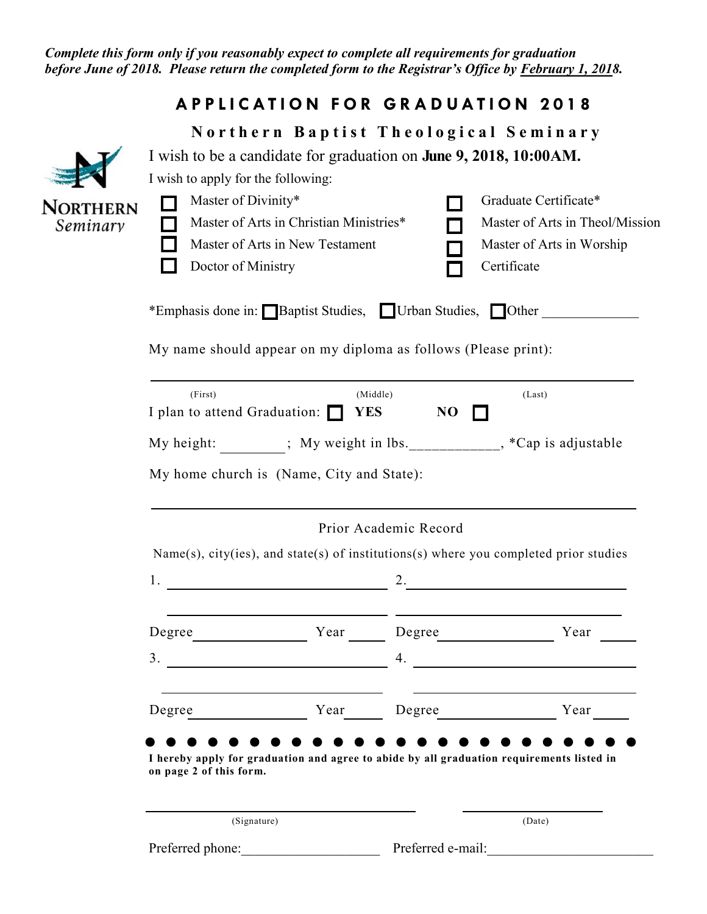***Complete this form only if you reasonably expect to complete all requirements for graduation before June of 2018. Please return the completed form to the Registrar's Office by February 1, 2018.***

# APPLICATION FOR GRADUATION 2018

## Northern Baptist Theological Seminary

NORTHERN Seminary

I wish to be a candidate for graduation on **June 9, 2018, 10:00AM.**

I wish to apply for the following:

- ☐ Master of Divinity*
- ☐ Master of Arts in Christian Ministries*
- ☐ Master of Arts in New Testament
- ☐ Doctor of Ministry
- ☐ Graduate Certificate*
- ☐ Master of Arts in Theol/Mission
- ☐ Master of Arts in Worship
- ☐ Certificate

*Emphasis done in: ☐ Baptist Studies, ☐ Urban Studies, ☐ Other _____________

My name should appear on my diploma as follows (Please print):

______________________________________________________________

(First) (Middle) (Last)

I plan to attend Graduation: ☐ **YES** **NO** ☐

My height: ________; My weight in lbs.___________, *Cap is adjustable

My home church is (Name, City and State):

______________________________________________________________

Prior Academic Record

Name(s), city(ies), and state(s) of institutions(s) where you completed prior studies

1. ______________________________ 2. ______________________________

______________________________ ______________________________

Degree______________ Year _____ Degree______________ Year _____

3. ______________________________ 4. ______________________________

______________________________ ______________________________

Degree______________ Year _____ Degree______________ Year _____

**I hereby apply for graduation and agree to abide by all graduation requirements listed in on page 2 of this form.**

______________________________ ______________

(Signature) (Date)

Preferred phone:__________________ Preferred e-mail:____________________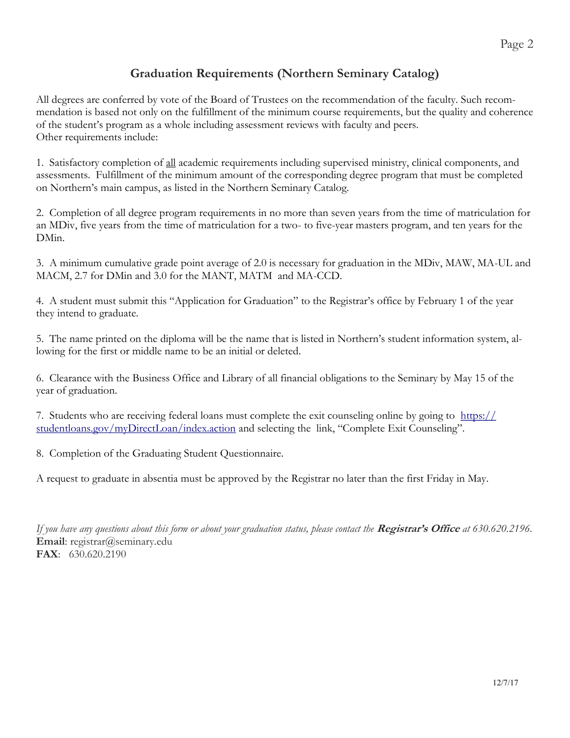## Graduation Requirements (Northern Seminary Catalog)

All degrees are conferred by vote of the Board of Trustees on the recommendation of the faculty. Such recommendation is based not only on the fulfillment of the minimum course requirements, but the quality and coherence of the student's program as a whole including assessment reviews with faculty and peers.
Other requirements include:

1. Satisfactory completion of <u>all</u> academic requirements including supervised ministry, clinical components, and assessments. Fulfillment of the minimum amount of the corresponding degree program that must be completed on Northern's main campus, as listed in the Northern Seminary Catalog.

2. Completion of all degree program requirements in no more than seven years from the time of matriculation for an MDiv, five years from the time of matriculation for a two- to five-year masters program, and ten years for the DMin.

3. A minimum cumulative grade point average of 2.0 is necessary for graduation in the MDiv, MAW, MA-UL and MACM, 2.7 for DMin and 3.0 for the MANT, MATM and MA-CCD.

4. A student must submit this "Application for Graduation" to the Registrar's office by February 1 of the year they intend to graduate.

5. The name printed on the diploma will be the name that is listed in Northern's student information system, allowing for the first or middle name to be an initial or deleted.

6. Clearance with the Business Office and Library of all financial obligations to the Seminary by May 15 of the year of graduation.

7. Students who are receiving federal loans must complete the exit counseling online by going to [https://studentloans.gov/myDirectLoan/index.action](https://studentloans.gov/myDirectLoan/index.action) and selecting the link, "Complete Exit Counseling".

8. Completion of the Graduating Student Questionnaire.

A request to graduate in absentia must be approved by the Registrar no later than the first Friday in May.

*If you have any questions about this form or about your graduation status, please contact the* ***Registrar's Office*** *at 630.620.2196.*
**Email**: registrar@seminary.edu
**FAX**: 630.620.2190

12/7/17